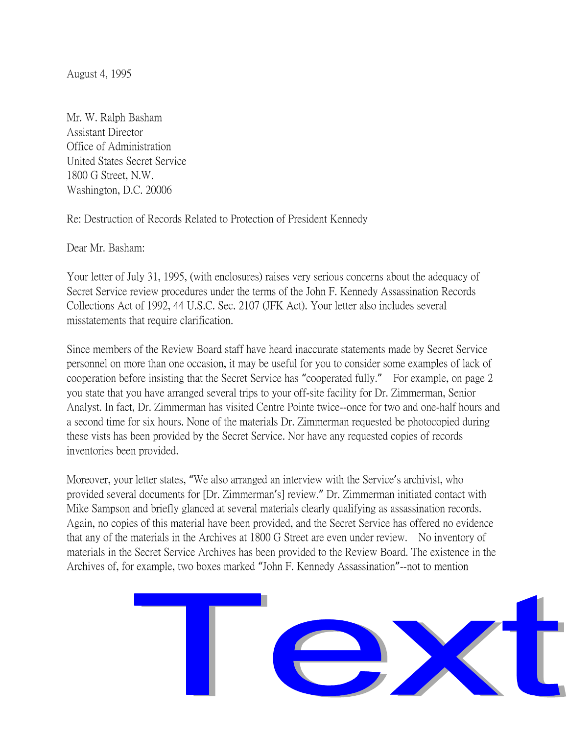August 4, 1995

Mr. W. Ralph Basham
Assistant Director
Office of Administration
United States Secret Service
1800 G Street, N.W.
Washington, D.C. 20006

Re: Destruction of Records Related to Protection of President Kennedy

Dear Mr. Basham:

Your letter of July 31, 1995, (with enclosures) raises very serious concerns about the adequacy of Secret Service review procedures under the terms of the John F. Kennedy Assassination Records Collections Act of 1992, 44 U.S.C. Sec. 2107 (JFK Act). Your letter also includes several misstatements that require clarification.

Since members of the Review Board staff have heard inaccurate statements made by Secret Service personnel on more than one occasion, it may be useful for you to consider some examples of lack of cooperation before insisting that the Secret Service has "cooperated fully." For example, on page 2 you state that you have arranged several trips to your off-site facility for Dr. Zimmerman, Senior Analyst. In fact, Dr. Zimmerman has visited Centre Pointe twice--once for two and one-half hours and a second time for six hours. None of the materials Dr. Zimmerman requested be photocopied during these vists has been provided by the Secret Service. Nor have any requested copies of records inventories been provided.

Moreover, your letter states, "We also arranged an interview with the Service's archivist, who provided several documents for [Dr. Zimmerman's] review." Dr. Zimmerman initiated contact with Mike Sampson and briefly glanced at several materials clearly qualifying as assassination records. Again, no copies of this material have been provided, and the Secret Service has offered no evidence that any of the materials in the Archives at 1800 G Street are even under review. No inventory of materials in the Secret Service Archives has been provided to the Review Board. The existence in the Archives of, for example, two boxes marked "John F. Kennedy Assassination"--not to mention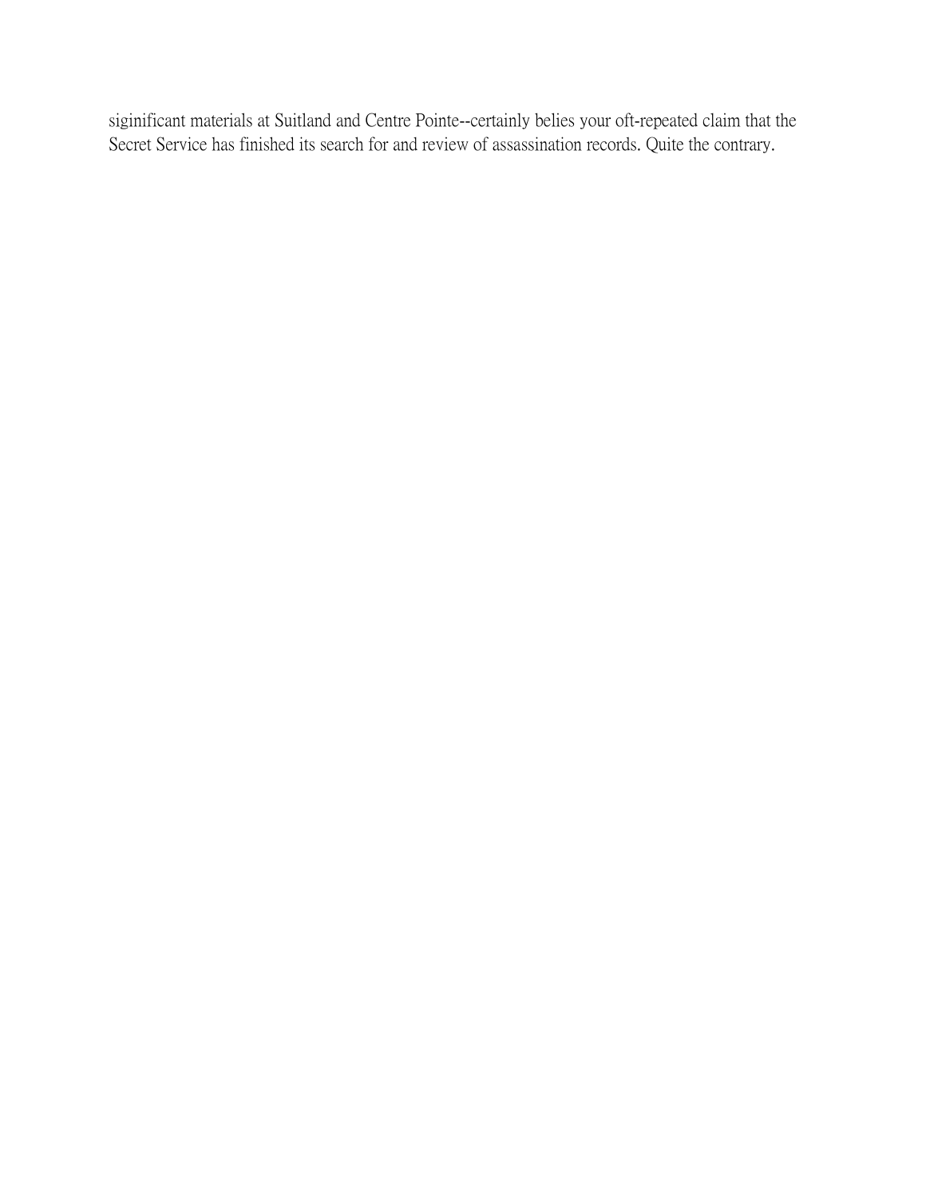siginificant materials at Suitland and Centre Pointe--certainly belies your oft-repeated claim that the Secret Service has finished its search for and review of assassination records. Quite the contrary.